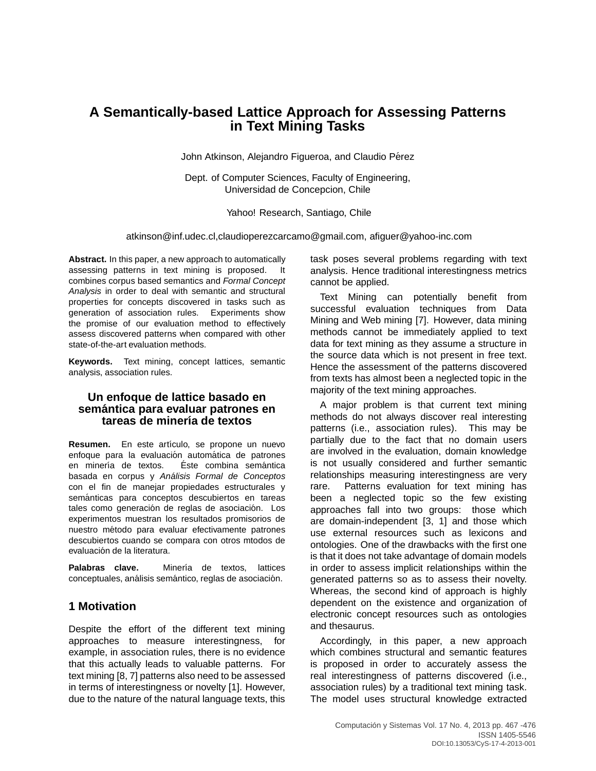# A Semantically-based Lattice Approach for Assessing Patterns in Text Mining Tasks

John Atkinson, Alejandro Figueroa, and Claudio Pérez

Dept. of Computer Sciences, Faculty of Engineering,
Universidad de Concepcion, Chile

Yahoo! Research, Santiago, Chile

atkinson@inf.udec.cl,claudioperezcarcamo@gmail.com, afiguer@yahoo-inc.com

**Abstract.** In this paper, a new approach to automatically assessing patterns in text mining is proposed. It combines corpus based semantics and *Formal Concept Analysis* in order to deal with semantic and structural properties for concepts discovered in tasks such as generation of association rules. Experiments show the promise of our evaluation method to effectively assess discovered patterns when compared with other state-of-the-art evaluation methods.

**Keywords.** Text mining, concept lattices, semantic analysis, association rules.

## Un enfoque de lattice basado en semántica para evaluar patrones en tareas de minería de textos

**Resumen.** En este artículo, se propone un nuevo enfoque para la evaluación automática de patrones en minería de textos. Éste combina semántica basada en corpus y *Análisis Formal de Conceptos* con el fin de manejar propiedades estructurales y semánticas para conceptos descubiertos en tareas tales como generación de reglas de asociación. Los experimentos muestran los resultados promisorios de nuestro método para evaluar efectivamente patrones descubiertos cuando se compara con otros mtodos de evaluación de la literatura.

**Palabras clave.** Minería de textos, lattices conceptuales, análisis semántico, reglas de asociación.

## 1 Motivation

Despite the effort of the different text mining approaches to measure interestingness, for example, in association rules, there is no evidence that this actually leads to valuable patterns. For text mining [8, 7] patterns also need to be assessed in terms of interestingness or novelty [1]. However, due to the nature of the natural language texts, this task poses several problems regarding with text analysis. Hence traditional interestingness metrics cannot be applied.

Text Mining can potentially benefit from successful evaluation techniques from Data Mining and Web mining [7]. However, data mining methods cannot be immediately applied to text data for text mining as they assume a structure in the source data which is not present in free text. Hence the assessment of the patterns discovered from texts has almost been a neglected topic in the majority of the text mining approaches.

A major problem is that current text mining methods do not always discover real interesting patterns (i.e., association rules). This may be partially due to the fact that no domain users are involved in the evaluation, domain knowledge is not usually considered and further semantic relationships measuring interestingness are very rare. Patterns evaluation for text mining has been a neglected topic so the few existing approaches fall into two groups: those which are domain-independent [3, 1] and those which use external resources such as lexicons and ontologies. One of the drawbacks with the first one is that it does not take advantage of domain models in order to assess implicit relationships within the generated patterns so as to assess their novelty. Whereas, the second kind of approach is highly dependent on the existence and organization of electronic concept resources such as ontologies and thesaurus.

Accordingly, in this paper, a new approach which combines structural and semantic features is proposed in order to accurately assess the real interestingness of patterns discovered (i.e., association rules) by a traditional text mining task. The model uses structural knowledge extracted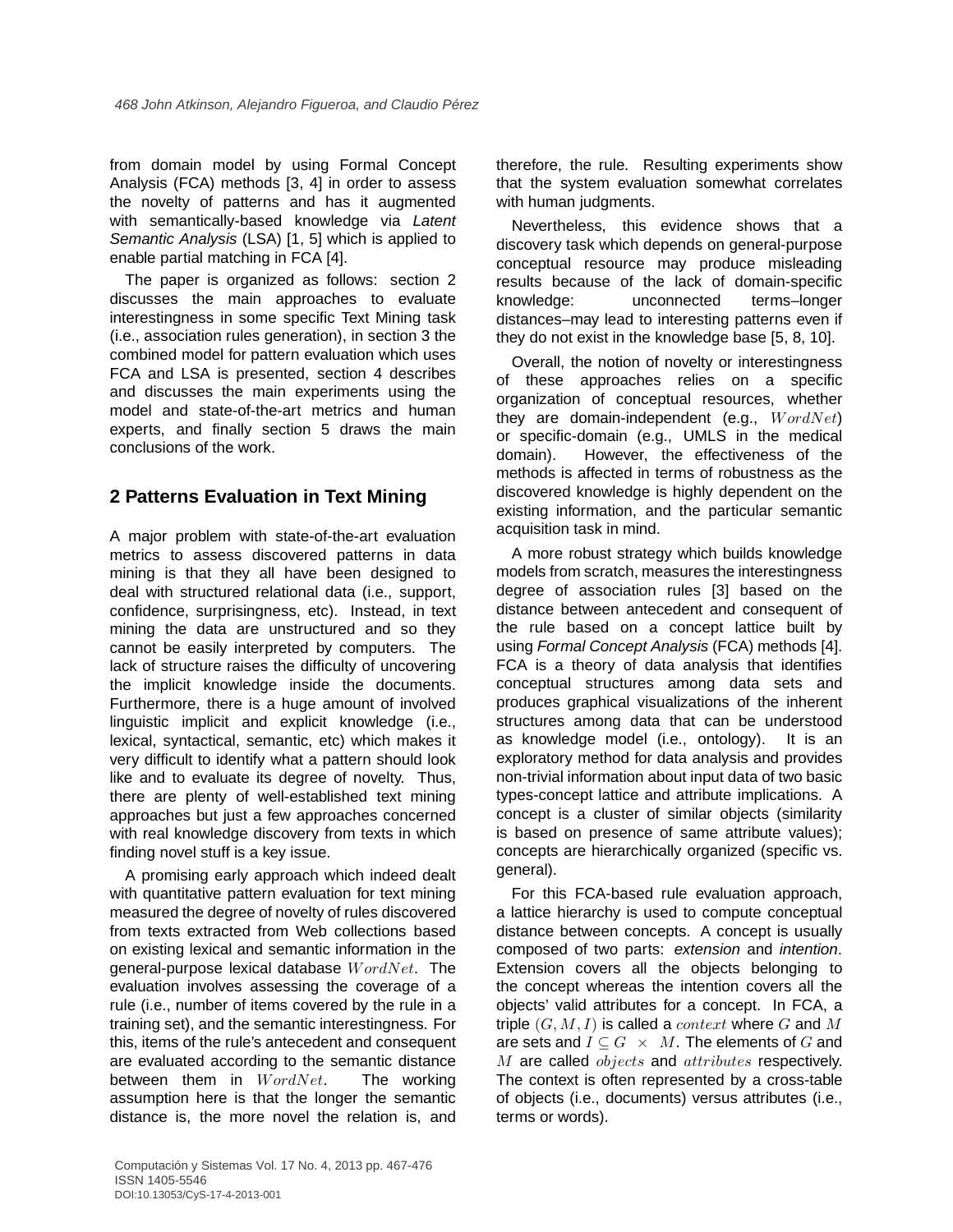from domain model by using Formal Concept Analysis (FCA) methods [3, 4] in order to assess the novelty of patterns and has it augmented with semantically-based knowledge via *Latent Semantic Analysis* (LSA) [1, 5] which is applied to enable partial matching in FCA [4].

The paper is organized as follows: section 2 discusses the main approaches to evaluate interestingness in some specific Text Mining task (i.e., association rules generation), in section 3 the combined model for pattern evaluation which uses FCA and LSA is presented, section 4 describes and discusses the main experiments using the model and state-of-the-art metrics and human experts, and finally section 5 draws the main conclusions of the work.

## 2 Patterns Evaluation in Text Mining

A major problem with state-of-the-art evaluation metrics to assess discovered patterns in data mining is that they all have been designed to deal with structured relational data (i.e., support, confidence, surprisingness, etc). Instead, in text mining the data are unstructured and so they cannot be easily interpreted by computers. The lack of structure raises the difficulty of uncovering the implicit knowledge inside the documents. Furthermore, there is a huge amount of involved linguistic implicit and explicit knowledge (i.e., lexical, syntactical, semantic, etc) which makes it very difficult to identify what a pattern should look like and to evaluate its degree of novelty. Thus, there are plenty of well-established text mining approaches but just a few approaches concerned with real knowledge discovery from texts in which finding novel stuff is a key issue.

A promising early approach which indeed dealt with quantitative pattern evaluation for text mining measured the degree of novelty of rules discovered from texts extracted from Web collections based on existing lexical and semantic information in the general-purpose lexical database $WordNet$. The evaluation involves assessing the coverage of a rule (i.e., number of items covered by the rule in a training set), and the semantic interestingness. For this, items of the rule's antecedent and consequent are evaluated according to the semantic distance between them in $WordNet$. The working assumption here is that the longer the semantic distance is, the more novel the relation is, and therefore, the rule. Resulting experiments show that the system evaluation somewhat correlates with human judgments.

Nevertheless, this evidence shows that a discovery task which depends on general-purpose conceptual resource may produce misleading results because of the lack of domain-specific knowledge: unconnected terms–longer distances–may lead to interesting patterns even if they do not exist in the knowledge base [5, 8, 10].

Overall, the notion of novelty or interestingness of these approaches relies on a specific organization of conceptual resources, whether they are domain-independent (e.g., $WordNet$) or specific-domain (e.g., UMLS in the medical domain). However, the effectiveness of the methods is affected in terms of robustness as the discovered knowledge is highly dependent on the existing information, and the particular semantic acquisition task in mind.

A more robust strategy which builds knowledge models from scratch, measures the interestingness degree of association rules [3] based on the distance between antecedent and consequent of the rule based on a concept lattice built by using *Formal Concept Analysis* (FCA) methods [4]. FCA is a theory of data analysis that identifies conceptual structures among data sets and produces graphical visualizations of the inherent structures among data that can be understood as knowledge model (i.e., ontology). It is an exploratory method for data analysis and provides non-trivial information about input data of two basic types-concept lattice and attribute implications. A concept is a cluster of similar objects (similarity is based on presence of same attribute values); concepts are hierarchically organized (specific vs. general).

For this FCA-based rule evaluation approach, a lattice hierarchy is used to compute conceptual distance between concepts. A concept is usually composed of two parts: *extension* and *intention*. Extension covers all the objects belonging to the concept whereas the intention covers all the objects' valid attributes for a concept. In FCA, a triple $(G, M, I)$ is called a $context$ where $G$ and $M$ are sets and $I \subseteq G \times M$. The elements of $G$ and $M$ are called $objects$ and $attributes$ respectively. The context is often represented by a cross-table of objects (i.e., documents) versus attributes (i.e., terms or words).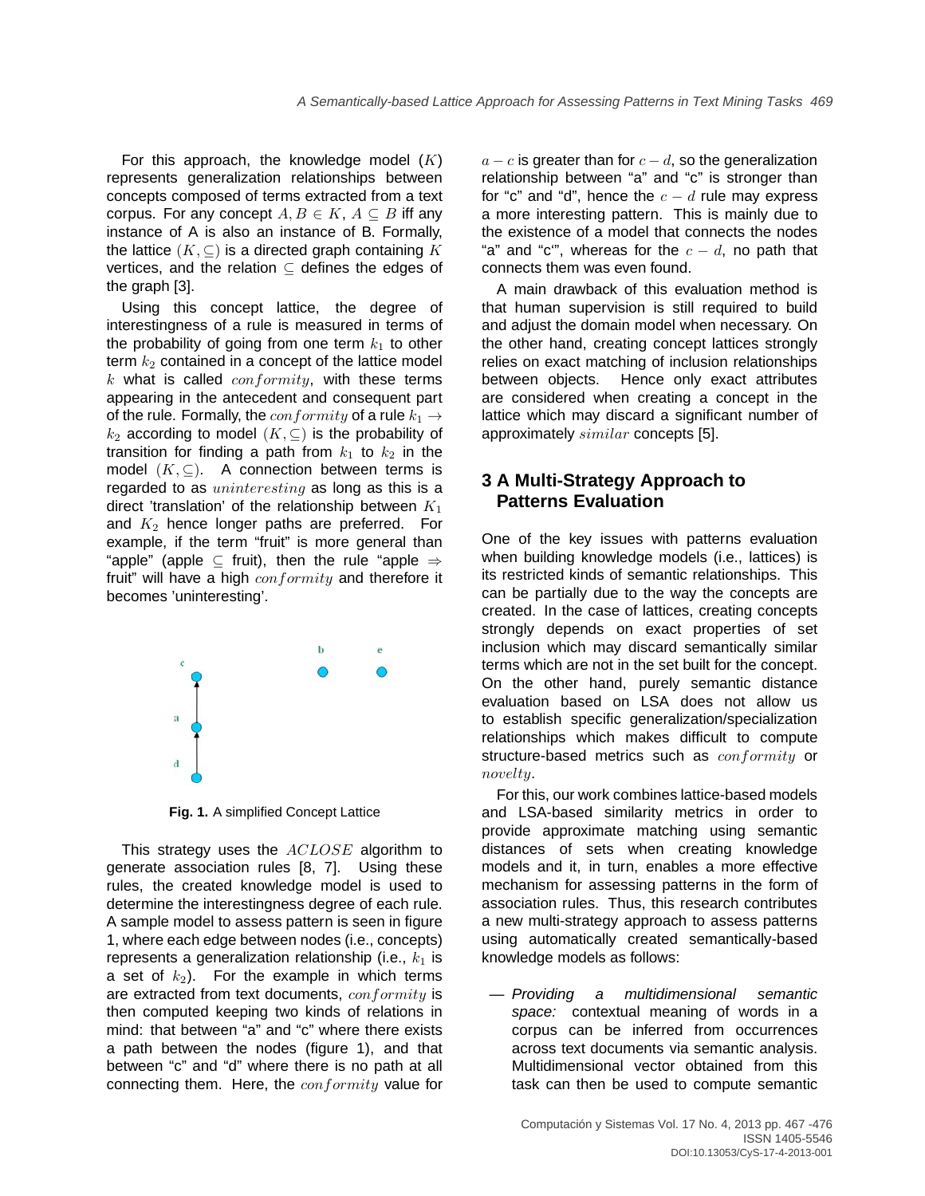For this approach, the knowledge model ($K$) represents generalization relationships between concepts composed of terms extracted from a text corpus. For any concept $A, B \in K$, $A \subseteq B$ iff any instance of A is also an instance of B. Formally, the lattice $(K, \subseteq)$ is a directed graph containing $K$ vertices, and the relation $\subseteq$ defines the edges of the graph [3].

Using this concept lattice, the degree of interestingness of a rule is measured in terms of the probability of going from one term $k_1$ to other term $k_2$ contained in a concept of the lattice model $k$ what is called $conformity$, with these terms appearing in the antecedent and consequent part of the rule. Formally, the $conformity$ of a rule $k_1 \rightarrow k_2$ according to model $(K, \subseteq)$ is the probability of transition for finding a path from $k_1$ to $k_2$ in the model $(K, \subseteq)$. A connection between terms is regarded to as $uninteresting$ as long as this is a direct 'translation' of the relationship between $K_1$ and $K_2$ hence longer paths are preferred. For example, if the term "fruit" is more general than "apple" (apple $\subseteq$ fruit), then the rule "apple $\Rightarrow$ fruit" will have a high $conformity$ and therefore it becomes 'uninteresting'.

**Fig. 1.** A simplified Concept Lattice

This strategy uses the $ACLOSE$ algorithm to generate association rules [8, 7]. Using these rules, the created knowledge model is used to determine the interestingness degree of each rule. A sample model to assess pattern is seen in figure 1, where each edge between nodes (i.e., concepts) represents a generalization relationship (i.e., $k_1$ is a set of $k_2$). For the example in which terms are extracted from text documents, $conformity$ is then computed keeping two kinds of relations in mind: that between "a" and "c" where there exists a path between the nodes (figure 1), and that between "c" and "d" where there is no path at all connecting them. Here, the $conformity$ value for $a - c$ is greater than for $c - d$, so the generalization relationship between "a" and "c" is stronger than for "c" and "d", hence the $c - d$ rule may express a more interesting pattern. This is mainly due to the existence of a model that connects the nodes "a" and "c"', whereas for the $c - d$, no path that connects them was even found.

A main drawback of this evaluation method is that human supervision is still required to build and adjust the domain model when necessary. On the other hand, creating concept lattices strongly relies on exact matching of inclusion relationships between objects. Hence only exact attributes are considered when creating a concept in the lattice which may discard a significant number of approximately $similar$ concepts [5].

## 3 A Multi-Strategy Approach to Patterns Evaluation

One of the key issues with patterns evaluation when building knowledge models (i.e., lattices) is its restricted kinds of semantic relationships. This can be partially due to the way the concepts are created. In the case of lattices, creating concepts strongly depends on exact properties of set inclusion which may discard semantically similar terms which are not in the set built for the concept. On the other hand, purely semantic distance evaluation based on LSA does not allow us to establish specific generalization/specialization relationships which makes difficult to compute structure-based metrics such as $conformity$ or $novelty$.

For this, our work combines lattice-based models and LSA-based similarity metrics in order to provide approximate matching using semantic distances of sets when creating knowledge models and it, in turn, enables a more effective mechanism for assessing patterns in the form of association rules. Thus, this research contributes a new multi-strategy approach to assess patterns using automatically created semantically-based knowledge models as follows:

— *Providing a multidimensional semantic space:* contextual meaning of words in a corpus can be inferred from occurrences across text documents via semantic analysis. Multidimensional vector obtained from this task can then be used to compute semantic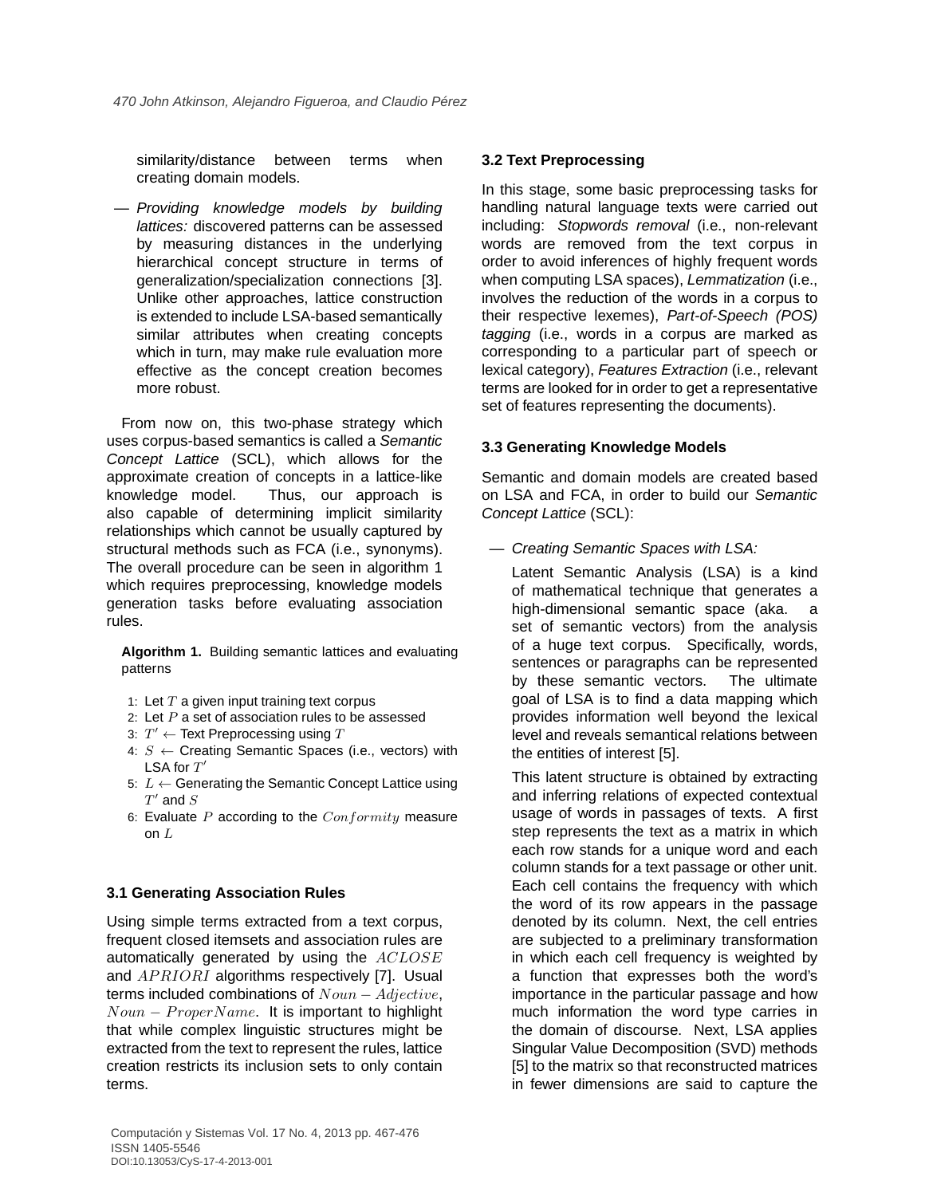similarity/distance between terms when creating domain models.

— *Providing knowledge models by building lattices:* discovered patterns can be assessed by measuring distances in the underlying hierarchical concept structure in terms of generalization/specialization connections [3]. Unlike other approaches, lattice construction is extended to include LSA-based semantically similar attributes when creating concepts which in turn, may make rule evaluation more effective as the concept creation becomes more robust.

From now on, this two-phase strategy which uses corpus-based semantics is called a *Semantic Concept Lattice* (SCL), which allows for the approximate creation of concepts in a lattice-like knowledge model. Thus, our approach is also capable of determining implicit similarity relationships which cannot be usually captured by structural methods such as FCA (i.e., synonyms). The overall procedure can be seen in algorithm 1 which requires preprocessing, knowledge models generation tasks before evaluating association rules.

**Algorithm 1.** Building semantic lattices and evaluating patterns

1: Let $T$ a given input training text corpus
2: Let $P$ a set of association rules to be assessed
3: $T' \leftarrow$ Text Preprocessing using $T$
4: $S \leftarrow$ Creating Semantic Spaces (i.e., vectors) with LSA for $T'$
5: $L \leftarrow$ Generating the Semantic Concept Lattice using $T'$ and $S$
6: Evaluate $P$ according to the $Conformity$ measure on $L$

### 3.1 Generating Association Rules

Using simple terms extracted from a text corpus, frequent closed itemsets and association rules are automatically generated by using the $ACLOSE$ and $APRIORI$ algorithms respectively [7]. Usual terms included combinations of $Noun - Adjective$, $Noun - ProperName$. It is important to highlight that while complex linguistic structures might be extracted from the text to represent the rules, lattice creation restricts its inclusion sets to only contain terms.

### 3.2 Text Preprocessing

In this stage, some basic preprocessing tasks for handling natural language texts were carried out including: *Stopwords removal* (i.e., non-relevant words are removed from the text corpus in order to avoid inferences of highly frequent words when computing LSA spaces), *Lemmatization* (i.e., involves the reduction of the words in a corpus to their respective lexemes), *Part-of-Speech (POS) tagging* (i.e., words in a corpus are marked as corresponding to a particular part of speech or lexical category), *Features Extraction* (i.e., relevant terms are looked for in order to get a representative set of features representing the documents).

### 3.3 Generating Knowledge Models

Semantic and domain models are created based on LSA and FCA, in order to build our *Semantic Concept Lattice* (SCL):

— *Creating Semantic Spaces with LSA:*

Latent Semantic Analysis (LSA) is a kind of mathematical technique that generates a high-dimensional semantic space (aka. a set of semantic vectors) from the analysis of a huge text corpus. Specifically, words, sentences or paragraphs can be represented by these semantic vectors. The ultimate goal of LSA is to find a data mapping which provides information well beyond the lexical level and reveals semantical relations between the entities of interest [5].

This latent structure is obtained by extracting and inferring relations of expected contextual usage of words in passages of texts. A first step represents the text as a matrix in which each row stands for a unique word and each column stands for a text passage or other unit. Each cell contains the frequency with which the word of its row appears in the passage denoted by its column. Next, the cell entries are subjected to a preliminary transformation in which each cell frequency is weighted by a function that expresses both the word's importance in the particular passage and how much information the word type carries in the domain of discourse. Next, LSA applies Singular Value Decomposition (SVD) methods [5] to the matrix so that reconstructed matrices in fewer dimensions are said to capture the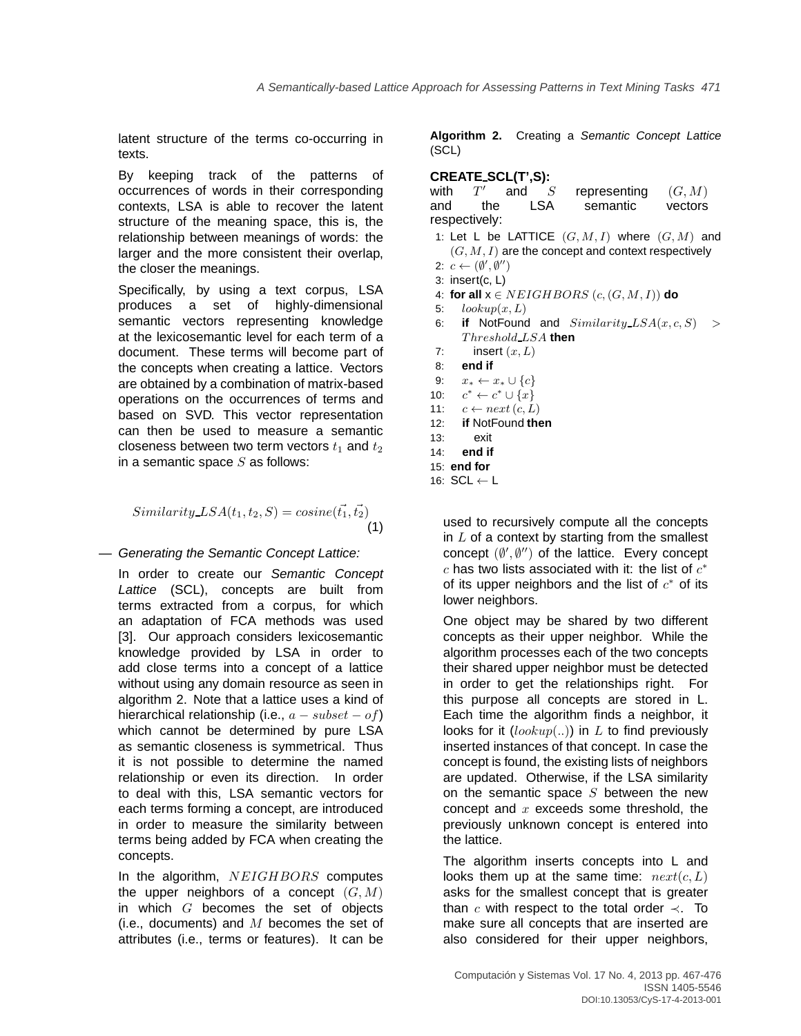latent structure of the terms co-occurring in texts.

By keeping track of the patterns of occurrences of words in their corresponding contexts, LSA is able to recover the latent structure of the meaning space, this is, the relationship between meanings of words: the larger and the more consistent their overlap, the closer the meanings.

Specifically, by using a text corpus, LSA produces a set of highly-dimensional semantic vectors representing knowledge at the lexicosemantic level for each term of a document. These terms will become part of the concepts when creating a lattice. Vectors are obtained by a combination of matrix-based operations on the occurrences of terms and based on SVD. This vector representation can then be used to measure a semantic closeness between two term vectors $t_1$ and $t_2$ in a semantic space $S$ as follows:

$$Similarity\_LSA(t_1, t_2, S) = cosine(\vec{t_1}, \vec{t_2}) \quad (1)$$

— *Generating the Semantic Concept Lattice:*

In order to create our *Semantic Concept Lattice* (SCL), concepts are built from terms extracted from a corpus, for which an adaptation of FCA methods was used [3]. Our approach considers lexicosemantic knowledge provided by LSA in order to add close terms into a concept of a lattice without using any domain resource as seen in algorithm 2. Note that a lattice uses a kind of hierarchical relationship (i.e., $a-subset-of$) which cannot be determined by pure LSA as semantic closeness is symmetrical. Thus it is not possible to determine the named relationship or even its direction. In order to deal with this, LSA semantic vectors for each terms forming a concept, are introduced in order to measure the similarity between terms being added by FCA when creating the concepts.

In the algorithm, $NEIGHBORS$ computes the upper neighbors of a concept $(G, M)$ in which $G$ becomes the set of objects (i.e., documents) and $M$ becomes the set of attributes (i.e., terms or features). It can be used to recursively compute all the concepts in $L$ of a context by starting from the smallest concept $(\emptyset', \emptyset'')$ of the lattice. Every concept $c$ has two lists associated with it: the list of $c^*$ of its upper neighbors and the list of $c^*$ of its lower neighbors.

**Algorithm 2.** Creating a *Semantic Concept Lattice* (SCL)

**CREATE_SCL(T',S):**
with $T'$ and $S$ representing $(G, M)$ and the LSA semantic vectors respectively:

1: Let L be LATTICE $(G, M, I)$ where $(G, M)$ and $(G, M, I)$ are the concept and context respectively
2: $c \leftarrow (\emptyset', \emptyset'')$
3: insert(c, L)
4: **for all** x $\in NEIGHBORS\ (c, (G, M, I))$ **do**
5: $\quad lookup(x, L)$
6: $\quad$ **if** NotFound and $Similarity\_LSA(x, c, S) > Threshold\_LSA$ **then**
7: $\quad\quad$ insert $(x, L)$
8: $\quad$ **end if**
9: $\quad x_* \leftarrow x_* \cup \{c\}$
10: $\quad c^* \leftarrow c^* \cup \{x\}$
11: $\quad c \leftarrow next\,(c, L)$
12: $\quad$ **if** NotFound **then**
13: $\quad\quad$ exit
14: $\quad$ **end if**
15: **end for**
16: SCL $\leftarrow$ L

One object may be shared by two different concepts as their upper neighbor. While the algorithm processes each of the two concepts their shared upper neighbor must be detected in order to get the relationships right. For this purpose all concepts are stored in L. Each time the algorithm finds a neighbor, it looks for it ($lookup(..)$) in $L$ to find previously inserted instances of that concept. In case the concept is found, the existing lists of neighbors are updated. Otherwise, if the LSA similarity on the semantic space $S$ between the new concept and $x$ exceeds some threshold, the previously unknown concept is entered into the lattice.

The algorithm inserts concepts into L and looks them up at the same time: $next(c, L)$ asks for the smallest concept that is greater than $c$ with respect to the total order $\prec$. To make sure all concepts that are inserted are also considered for their upper neighbors,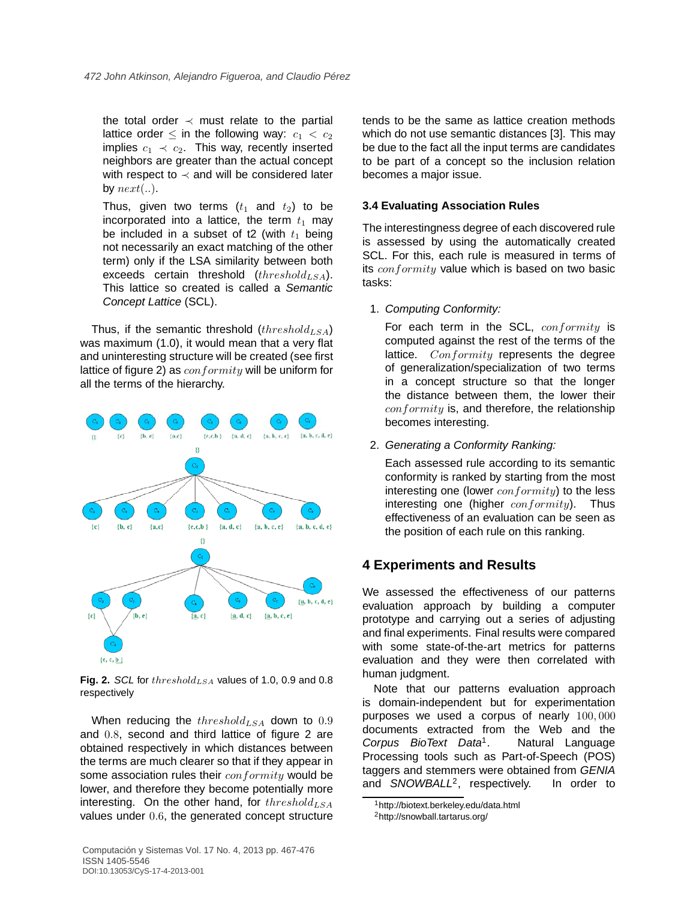the total order $\prec$ must relate to the partial lattice order $\leq$ in the following way: $c_1 < c_2$ implies $c_1 \prec c_2$. This way, recently inserted neighbors are greater than the actual concept with respect to $\prec$ and will be considered later by $next(..)$.

Thus, given two terms ($t_1$ and $t_2$) to be incorporated into a lattice, the term $t_1$ may be included in a subset of t2 (with $t_1$ being not necessarily an exact matching of the other term) only if the LSA similarity between both exceeds certain threshold ($threshold_{LSA}$). This lattice so created is called a *Semantic Concept Lattice* (SCL).

Thus, if the semantic threshold ($threshold_{LSA}$) was maximum (1.0), it would mean that a very flat and uninteresting structure will be created (see first lattice of figure 2) as $conformity$ will be uniform for all the terms of the hierarchy.

**Fig. 2.** *SCL* for $threshold_{LSA}$ values of 1.0, 0.9 and 0.8 respectively

When reducing the $threshold_{LSA}$ down to $0.9$ and $0.8$, second and third lattice of figure 2 are obtained respectively in which distances between the terms are much clearer so that if they appear in some association rules their $conformity$ would be lower, and therefore they become potentially more interesting. On the other hand, for $threshold_{LSA}$ values under $0.6$, the generated concept structure tends to be the same as lattice creation methods which do not use semantic distances [3]. This may be due to the fact all the input terms are candidates to be part of a concept so the inclusion relation becomes a major issue.

### 3.4 Evaluating Association Rules

The interestingness degree of each discovered rule is assessed by using the automatically created SCL. For this, each rule is measured in terms of its $conformity$ value which is based on two basic tasks:

1. *Computing Conformity:*

   For each term in the SCL, $conformity$ is computed against the rest of the terms of the lattice. $Conformity$ represents the degree of generalization/specialization of two terms in a concept structure so that the longer the distance between them, the lower their $conformity$ is, and therefore, the relationship becomes interesting.

2. *Generating a Conformity Ranking:*

   Each assessed rule according to its semantic conformity is ranked by starting from the most interesting one (lower $conformity$) to the less interesting one (higher $conformity$). Thus effectiveness of an evaluation can be seen as the position of each rule on this ranking.

## 4 Experiments and Results

We assessed the effectiveness of our patterns evaluation approach by building a computer prototype and carrying out a series of adjusting and final experiments. Final results were compared with some state-of-the-art metrics for patterns evaluation and they were then correlated with human judgment.

Note that our patterns evaluation approach is domain-independent but for experimentation purposes we used a corpus of nearly $100,000$ documents extracted from the Web and the *Corpus BioText Data*[1]. Natural Language Processing tools such as Part-of-Speech (POS) taggers and stemmers were obtained from *GENIA* and *SNOWBALL*[2], respectively. In order to

[1] http://biotext.berkeley.edu/data.html

[2] http://snowball.tartarus.org/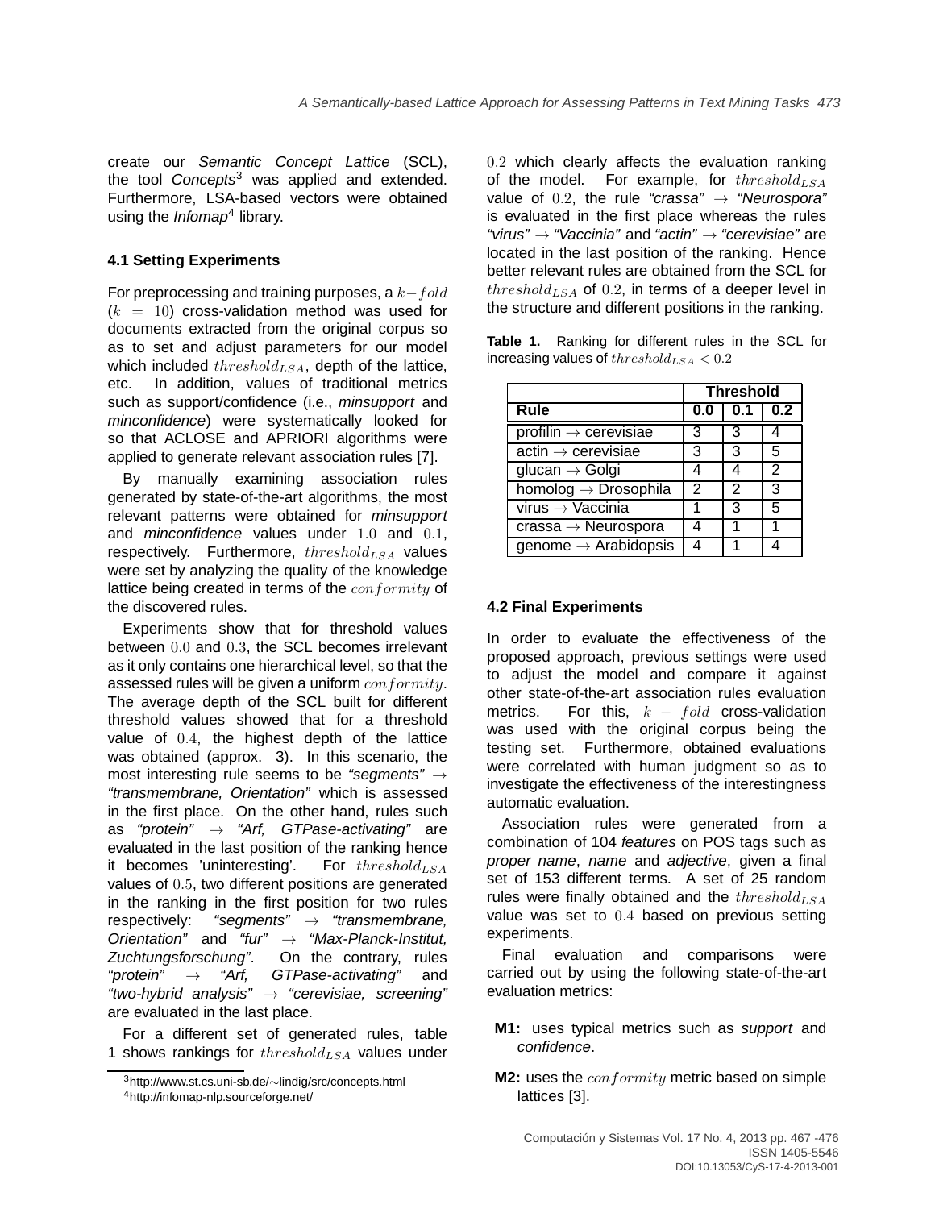create our *Semantic Concept Lattice* (SCL), the tool *Concepts*[3] was applied and extended. Furthermore, LSA-based vectors were obtained using the *Infomap*[4] library.

### 4.1 Setting Experiments

For preprocessing and training purposes, a $k-fold$ ($k = 10$) cross-validation method was used for documents extracted from the original corpus so as to set and adjust parameters for our model which included $threshold_{LSA}$, depth of the lattice, etc. In addition, values of traditional metrics such as support/confidence (i.e., *minsupport* and *minconfidence*) were systematically looked for so that ACLOSE and APRIORI algorithms were applied to generate relevant association rules [7].

By manually examining association rules generated by state-of-the-art algorithms, the most relevant patterns were obtained for *minsupport* and *minconfidence* values under $1.0$ and $0.1$, respectively. Furthermore, $threshold_{LSA}$ values were set by analyzing the quality of the knowledge lattice being created in terms of the $conformity$ of the discovered rules.

Experiments show that for threshold values between $0.0$ and $0.3$, the SCL becomes irrelevant as it only contains one hierarchical level, so that the assessed rules will be given a uniform $conformity$. The average depth of the SCL built for different threshold values showed that for a threshold value of $0.4$, the highest depth of the lattice was obtained (approx. 3). In this scenario, the most interesting rule seems to be *"segments"* $\rightarrow$ *"transmembrane, Orientation"* which is assessed in the first place. On the other hand, rules such as *"protein"* $\rightarrow$ *"Arf, GTPase-activating"* are evaluated in the last position of the ranking hence it becomes 'uninteresting'. For $threshold_{LSA}$ values of $0.5$, two different positions are generated in the ranking in the first position for two rules respectively: *"segments"* $\rightarrow$ *"transmembrane, Orientation"* and *"fur"* $\rightarrow$ *"Max-Planck-Institut, Zuchtungsforschung"*. On the contrary, rules *"protein"* $\rightarrow$ *"Arf, GTPase-activating"* and *"two-hybrid analysis"* $\rightarrow$ *"cerevisiae, screening"* are evaluated in the last place.

For a different set of generated rules, table 1 shows rankings for $threshold_{LSA}$ values under $0.2$ which clearly affects the evaluation ranking of the model. For example, for $threshold_{LSA}$ value of $0.2$, the rule *"crassa"* $\rightarrow$ *"Neurospora"* is evaluated in the first place whereas the rules *"virus"* $\rightarrow$ *"Vaccinia"* and *"actin"* $\rightarrow$ *"cerevisiae"* are located in the last position of the ranking. Hence better relevant rules are obtained from the SCL for $threshold_{LSA}$ of $0.2$, in terms of a deeper level in the structure and different positions in the ranking.

**Table 1.** Ranking for different rules in the SCL for increasing values of $threshold_{LSA} < 0.2$

| | Threshold | | |
|---|---|---|---|
| **Rule** | **0.0** | **0.1** | **0.2** |
| profilin $\rightarrow$ cerevisiae | 3 | 3 | 4 |
| actin $\rightarrow$ cerevisiae | 3 | 3 | 5 |
| glucan $\rightarrow$ Golgi | 4 | 4 | 2 |
| homolog $\rightarrow$ Drosophila | 2 | 2 | 3 |
| virus $\rightarrow$ Vaccinia | 1 | 3 | 5 |
| crassa $\rightarrow$ Neurospora | 4 | 1 | 1 |
| genome $\rightarrow$ Arabidopsis | 4 | 1 | 4 |

### 4.2 Final Experiments

In order to evaluate the effectiveness of the proposed approach, previous settings were used to adjust the model and compare it against other state-of-the-art association rules evaluation metrics. For this, $k - fold$ cross-validation was used with the original corpus being the testing set. Furthermore, obtained evaluations were correlated with human judgment so as to investigate the effectiveness of the interestingness automatic evaluation.

Association rules were generated from a combination of 104 *features* on POS tags such as *proper name*, *name* and *adjective*, given a final set of 153 different terms. A set of 25 random rules were finally obtained and the $threshold_{LSA}$ value was set to $0.4$ based on previous setting experiments.

Final evaluation and comparisons were carried out by using the following state-of-the-art evaluation metrics:

- **M1:** uses typical metrics such as *support* and *confidence*.
- **M2:** uses the $conformity$ metric based on simple lattices [3].

[3] http://www.st.cs.uni-sb.de/~lindig/src/concepts.html
[4] http://infomap-nlp.sourceforge.net/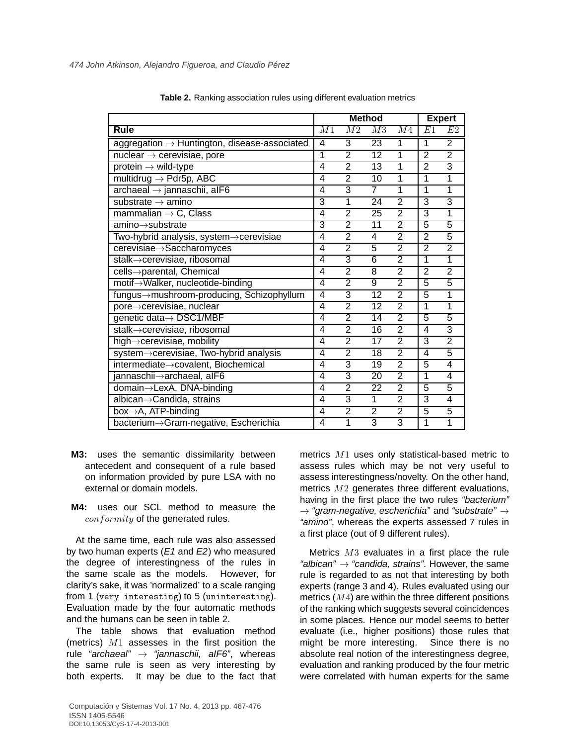**Table 2.** Ranking association rules using different evaluation metrics

| | Method | | | | Expert | |
|---|---|---|---|---|---|---|
| **Rule** | $M1$ | $M2$ | $M3$ | $M4$ | $E1$ | $E2$ |
| aggregation → Huntington, disease-associated | 4 | 3 | 23 | 1 | 1 | 2 |
| nuclear → cerevisiae, pore | 1 | 2 | 12 | 1 | 2 | 2 |
| protein → wild-type | 4 | 2 | 13 | 1 | 2 | 3 |
| multidrug → Pdr5p, ABC | 4 | 2 | 10 | 1 | 1 | 1 |
| archaeal → jannaschii, aIF6 | 4 | 3 | 7 | 1 | 1 | 1 |
| substrate → amino | 3 | 1 | 24 | 2 | 3 | 3 |
| mammalian → C, Class | 4 | 2 | 25 | 2 | 3 | 1 |
| amino→substrate | 3 | 2 | 11 | 2 | 5 | 5 |
| Two-hybrid analysis, system→cerevisiae | 4 | 2 | 4 | 2 | 2 | 5 |
| cerevisiae→Saccharomyces | 4 | 2 | 5 | 2 | 2 | 2 |
| stalk→cerevisiae, ribosomal | 4 | 3 | 6 | 2 | 1 | 1 |
| cells→parental, Chemical | 4 | 2 | 8 | 2 | 2 | 2 |
| motif→Walker, nucleotide-binding | 4 | 2 | 9 | 2 | 5 | 5 |
| fungus→mushroom-producing, Schizophyllum | 4 | 3 | 12 | 2 | 5 | 1 |
| pore→cerevisiae, nuclear | 4 | 2 | 12 | 2 | 1 | 1 |
| genetic data→ DSC1/MBF | 4 | 2 | 14 | 2 | 5 | 5 |
| stalk→cerevisiae, ribosomal | 4 | 2 | 16 | 2 | 4 | 3 |
| high→cerevisiae, mobility | 4 | 2 | 17 | 2 | 3 | 2 |
| system→cerevisiae, Two-hybrid analysis | 4 | 2 | 18 | 2 | 4 | 5 |
| intermediate→covalent, Biochemical | 4 | 3 | 19 | 2 | 5 | 4 |
| jannaschii→archaeal, aIF6 | 4 | 3 | 20 | 2 | 1 | 4 |
| domain→LexA, DNA-binding | 4 | 2 | 22 | 2 | 5 | 5 |
| albican→Candida, strains | 4 | 3 | 1 | 2 | 3 | 4 |
| box→A, ATP-binding | 4 | 2 | 2 | 2 | 5 | 5 |
| bacterium→Gram-negative, Escherichia | 4 | 1 | 3 | 3 | 1 | 1 |

**M3:** uses the semantic dissimilarity between antecedent and consequent of a rule based on information provided by pure LSA with no external or domain models.

**M4:** uses our SCL method to measure the $conformity$ of the generated rules.

At the same time, each rule was also assessed by two human experts (*E1* and *E2*) who measured the degree of interestingness of the rules in the same scale as the models. However, for clarity's sake, it was 'normalized' to a scale ranging from 1 (`very interesting`) to 5 (`uninteresting`). Evaluation made by the four automatic methods and the humans can be seen in table 2.

The table shows that evaluation method (metrics) $M1$ assesses in the first position the rule *"archaeal" → "jannaschii, aIF6"*, whereas the same rule is seen as very interesting by both experts. It may be due to the fact that metrics $M1$ uses only statistical-based metric to assess rules which may be not very useful to assess interestingness/novelty. On the other hand, metrics $M2$ generates three different evaluations, having in the first place the two rules *"bacterium" → "gram-negative, escherichia"* and *"substrate" → "amino"*, whereas the experts assessed 7 rules in a first place (out of 9 different rules).

Metrics $M3$ evaluates in a first place the rule *"albican" → "candida, strains"*. However, the same rule is regarded to as not that interesting by both experts (range 3 and 4). Rules evaluated using our metrics ($M4$) are within the three different positions of the ranking which suggests several coincidences in some places. Hence our model seems to better evaluate (i.e., higher positions) those rules that might be more interesting. Since there is no absolute real notion of the interestingness degree, evaluation and ranking produced by the four metric were correlated with human experts for the same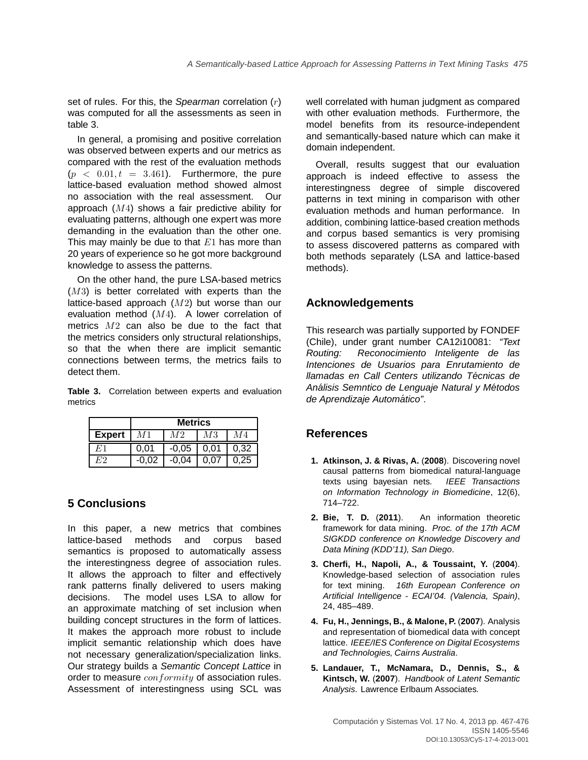set of rules. For this, the *Spearman* correlation ($r$) was computed for all the assessments as seen in table 3.

In general, a promising and positive correlation was observed between experts and our metrics as compared with the rest of the evaluation methods ($p < 0.01, t = 3.461$). Furthermore, the pure lattice-based evaluation method showed almost no association with the real assessment. Our approach ($M4$) shows a fair predictive ability for evaluating patterns, although one expert was more demanding in the evaluation than the other one. This may mainly be due to that $E1$ has more than 20 years of experience so he got more background knowledge to assess the patterns.

On the other hand, the pure LSA-based metrics ($M3$) is better correlated with experts than the lattice-based approach ($M2$) but worse than our evaluation method ($M4$). A lower correlation of metrics $M2$ can also be due to the fact that the metrics considers only structural relationships, so that the when there are implicit semantic connections between terms, the metrics fails to detect them.

**Table 3.** Correlation between experts and evaluation metrics

| | Metrics | | | |
|---|---|---|---|---|
| **Expert** | $M1$ | $M2$ | $M3$ | $M4$ |
| $E1$ | 0,01 | -0,05 | 0,01 | 0,32 |
| $E2$ | -0,02 | -0,04 | 0,07 | 0,25 |

## 5 Conclusions

In this paper, a new metrics that combines lattice-based methods and corpus based semantics is proposed to automatically assess the interestingness degree of association rules. It allows the approach to filter and effectively rank patterns finally delivered to users making decisions. The model uses LSA to allow for an approximate matching of set inclusion when building concept structures in the form of lattices. It makes the approach more robust to include implicit semantic relationship which does have not necessary generalization/specialization links. Our strategy builds a *Semantic Concept Lattice* in order to measure $conformity$ of association rules. Assessment of interestingness using SCL was well correlated with human judgment as compared with other evaluation methods. Furthermore, the model benefits from its resource-independent and semantically-based nature which can make it domain independent.

Overall, results suggest that our evaluation approach is indeed effective to assess the interestingness degree of simple discovered patterns in text mining in comparison with other evaluation methods and human performance. In addition, combining lattice-based creation methods and corpus based semantics is very promising to assess discovered patterns as compared with both methods separately (LSA and lattice-based methods).

## Acknowledgements

This research was partially supported by FONDEF (Chile), under grant number CA12i10081: *"Text Routing: Reconocimiento Inteligente de las Intenciones de Usuarios para Enrutamiento de llamadas en Call Centers utilizando Técnicas de Análisis Semntico de Lenguaje Natural y Métodos de Aprendizaje Automático"*.

## References

1. **Atkinson, J. & Rivas, A.** (**2008**). Discovering novel causal patterns from biomedical natural-language texts using bayesian nets. *IEEE Transactions on Information Technology in Biomedicine*, 12(6), 714–722.
2. **Bie, T. D.** (**2011**). An information theoretic framework for data mining. *Proc. of the 17th ACM SIGKDD conference on Knowledge Discovery and Data Mining (KDD'11), San Diego*.
3. **Cherfi, H., Napoli, A., & Toussaint, Y.** (**2004**). Knowledge-based selection of association rules for text mining. *16th European Conference on Artificial Intelligence - ECAI'04. (Valencia, Spain)*, 24, 485–489.
4. **Fu, H., Jennings, B., & Malone, P.** (**2007**). Analysis and representation of biomedical data with concept lattice. *IEEE/IES Conference on Digital Ecosystems and Technologies, Cairns Australia*.
5. **Landauer, T., McNamara, D., Dennis, S., & Kintsch, W.** (**2007**). *Handbook of Latent Semantic Analysis*. Lawrence Erlbaum Associates.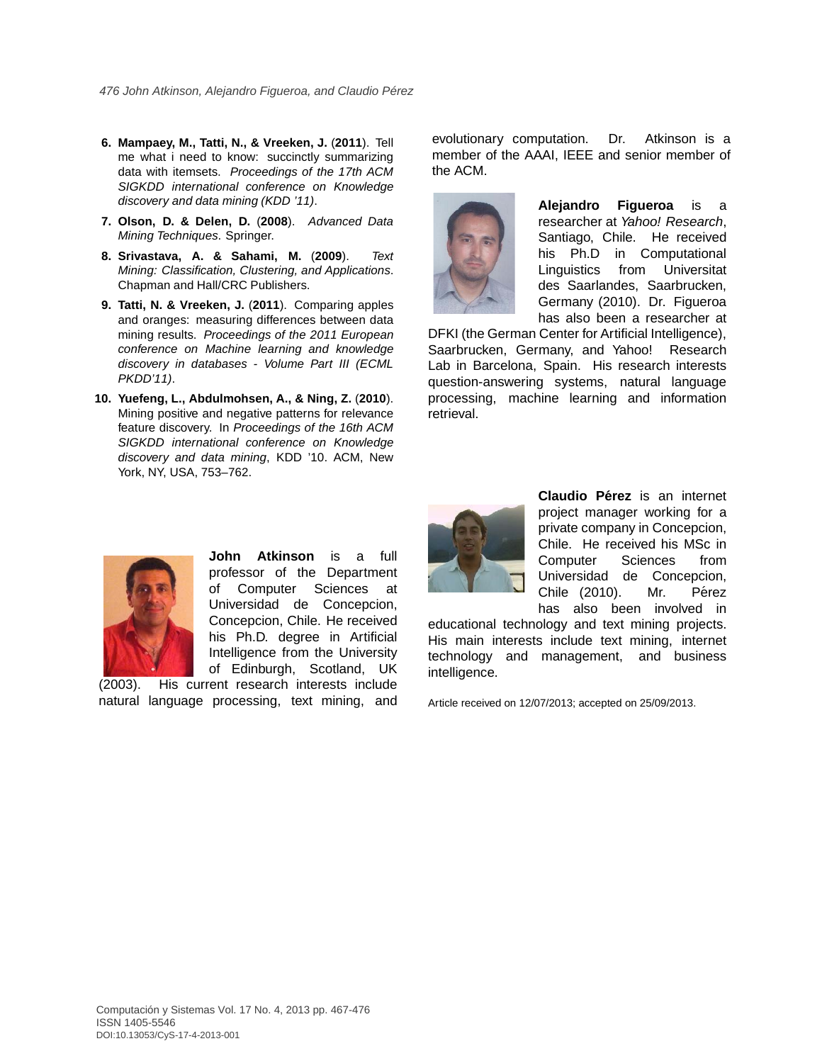6. **Mampaey, M., Tatti, N., & Vreeken, J.** (**2011**). Tell me what i need to know: succinctly summarizing data with itemsets. *Proceedings of the 17th ACM SIGKDD international conference on Knowledge discovery and data mining (KDD '11)*.
7. **Olson, D. & Delen, D.** (**2008**). *Advanced Data Mining Techniques*. Springer.
8. **Srivastava, A. & Sahami, M.** (**2009**). *Text Mining: Classification, Clustering, and Applications*. Chapman and Hall/CRC Publishers.
9. **Tatti, N. & Vreeken, J.** (**2011**). Comparing apples and oranges: measuring differences between data mining results. *Proceedings of the 2011 European conference on Machine learning and knowledge discovery in databases - Volume Part III (ECML PKDD'11)*.
10. **Yuefeng, L., Abdulmohsen, A., & Ning, Z.** (**2010**). Mining positive and negative patterns for relevance feature discovery. In *Proceedings of the 16th ACM SIGKDD international conference on Knowledge discovery and data mining*, KDD '10. ACM, New York, NY, USA, 753–762.

**John Atkinson** is a full professor of the Department of Computer Sciences at Universidad de Concepcion, Concepcion, Chile. He received his Ph.D. degree in Artificial Intelligence from the University of Edinburgh, Scotland, UK (2003). His current research interests include natural language processing, text mining, and evolutionary computation. Dr. Atkinson is a member of the AAAI, IEEE and senior member of the ACM.

**Alejandro Figueroa** is a researcher at *Yahoo! Research*, Santiago, Chile. He received his Ph.D in Computational Linguistics from Universitat des Saarlandes, Saarbrucken, Germany (2010). Dr. Figueroa has also been a researcher at DFKI (the German Center for Artificial Intelligence), Saarbrucken, Germany, and Yahoo! Research Lab in Barcelona, Spain. His research interests question-answering systems, natural language processing, machine learning and information retrieval.

**Claudio Pérez** is an internet project manager working for a private company in Concepcion, Chile. He received his MSc in Computer Sciences from Universidad de Concepcion, Chile (2010). Mr. Pérez has also been involved in educational technology and text mining projects. His main interests include text mining, internet technology and management, and business intelligence.

Article received on 12/07/2013; accepted on 25/09/2013.